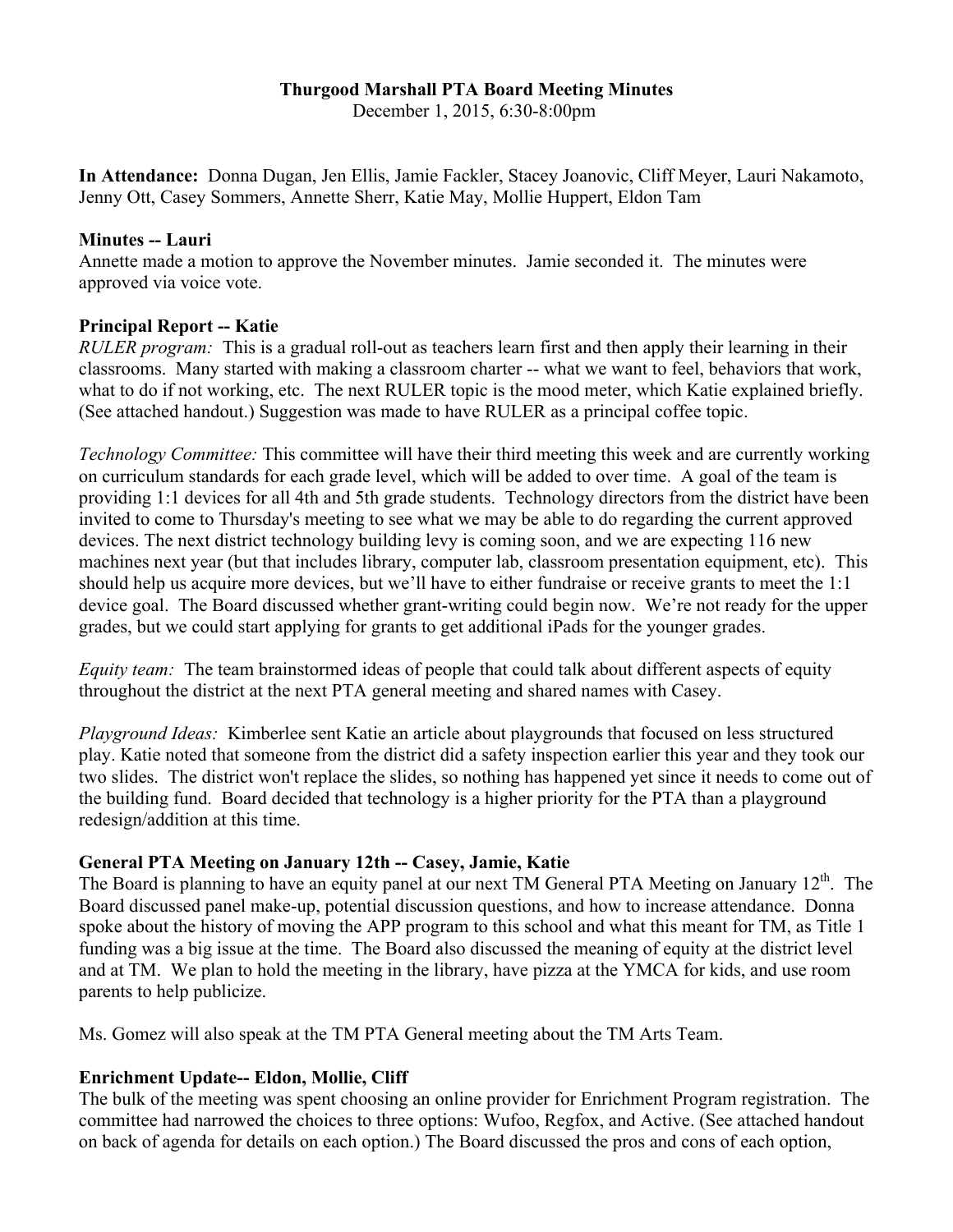# Thurgood Marshall PTA Board Meeting Minutes

December 1, 2015, 6:30-8:00pm

**In Attendance:** Donna Dugan, Jen Ellis, Jamie Fackler, Stacey Joanovic, Cliff Meyer, Lauri Nakamoto, Jenny Ott, Casey Sommers, Annette Sherr, Katie May, Mollie Huppert, Eldon Tam

## Minutes -- Lauri

Annette made a motion to approve the November minutes. Jamie seconded it. The minutes were approved via voice vote.

## Principal Report -- Katie

*RULER program:* This is a gradual roll-out as teachers learn first and then apply their learning in their classrooms. Many started with making a classroom charter -- what we want to feel, behaviors that work, what to do if not working, etc. The next RULER topic is the mood meter, which Katie explained briefly. (See attached handout.) Suggestion was made to have RULER as a principal coffee topic.

*Technology Committee:* This committee will have their third meeting this week and are currently working on curriculum standards for each grade level, which will be added to over time. A goal of the team is providing 1:1 devices for all 4th and 5th grade students. Technology directors from the district have been invited to come to Thursday's meeting to see what we may be able to do regarding the current approved devices. The next district technology building levy is coming soon, and we are expecting 116 new machines next year (but that includes library, computer lab, classroom presentation equipment, etc). This should help us acquire more devices, but we'll have to either fundraise or receive grants to meet the 1:1 device goal. The Board discussed whether grant-writing could begin now. We're not ready for the upper grades, but we could start applying for grants to get additional iPads for the younger grades.

*Equity team:* The team brainstormed ideas of people that could talk about different aspects of equity throughout the district at the next PTA general meeting and shared names with Casey.

*Playground Ideas:* Kimberlee sent Katie an article about playgrounds that focused on less structured play. Katie noted that someone from the district did a safety inspection earlier this year and they took our two slides. The district won't replace the slides, so nothing has happened yet since it needs to come out of the building fund. Board decided that technology is a higher priority for the PTA than a playground redesign/addition at this time.

## General PTA Meeting on January 12th -- Casey, Jamie, Katie

The Board is planning to have an equity panel at our next TM General PTA Meeting on January 12th. The Board discussed panel make-up, potential discussion questions, and how to increase attendance. Donna spoke about the history of moving the APP program to this school and what this meant for TM, as Title 1 funding was a big issue at the time. The Board also discussed the meaning of equity at the district level and at TM. We plan to hold the meeting in the library, have pizza at the YMCA for kids, and use room parents to help publicize.

Ms. Gomez will also speak at the TM PTA General meeting about the TM Arts Team.

## Enrichment Update-- Eldon, Mollie, Cliff

The bulk of the meeting was spent choosing an online provider for Enrichment Program registration. The committee had narrowed the choices to three options: Wufoo, Regfox, and Active. (See attached handout on back of agenda for details on each option.) The Board discussed the pros and cons of each option,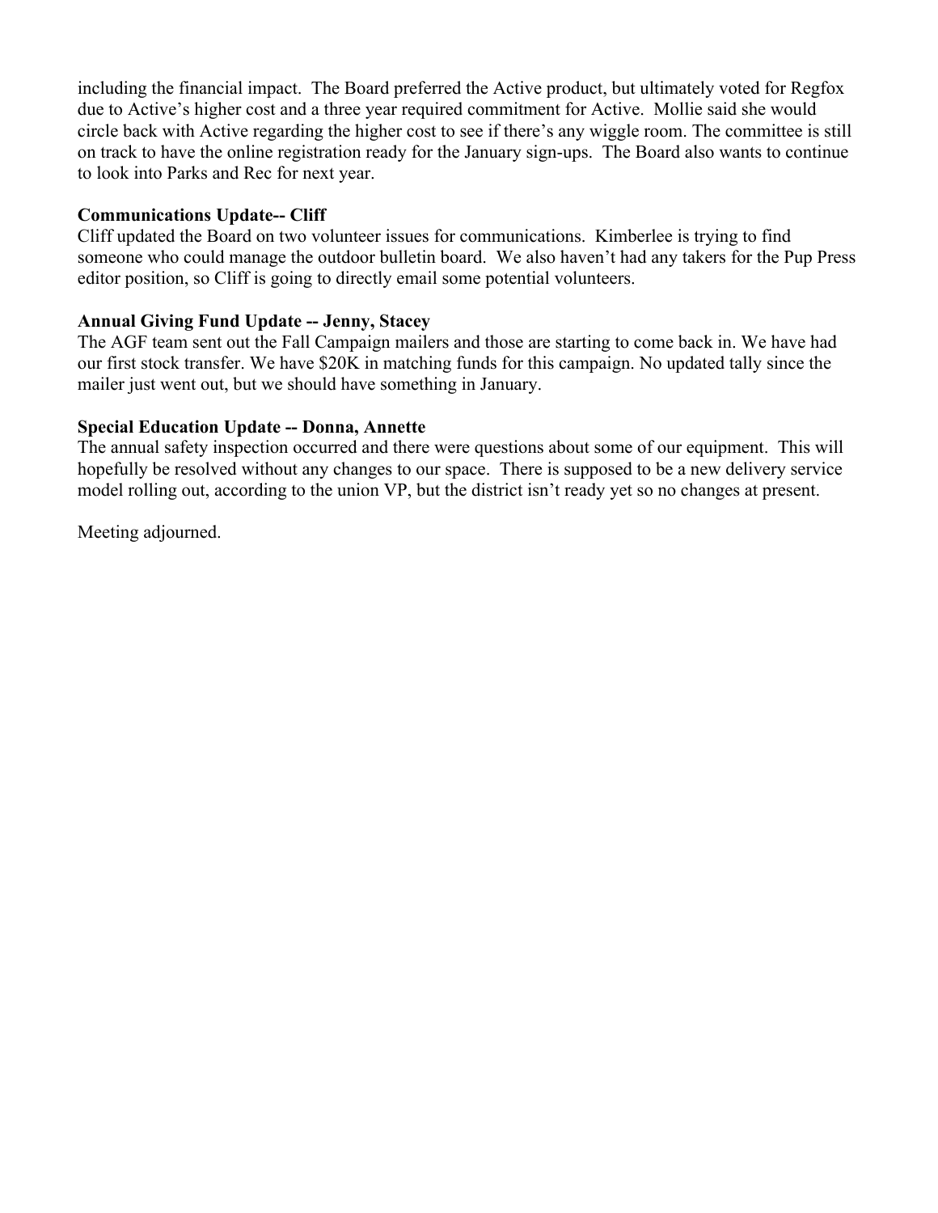including the financial impact. The Board preferred the Active product, but ultimately voted for Regfox due to Active's higher cost and a three year required commitment for Active. Mollie said she would circle back with Active regarding the higher cost to see if there's any wiggle room. The committee is still on track to have the online registration ready for the January sign-ups. The Board also wants to continue to look into Parks and Rec for next year.

**Communications Update-- Cliff**

Cliff updated the Board on two volunteer issues for communications. Kimberlee is trying to find someone who could manage the outdoor bulletin board. We also haven't had any takers for the Pup Press editor position, so Cliff is going to directly email some potential volunteers.

**Annual Giving Fund Update -- Jenny, Stacey**

The AGF team sent out the Fall Campaign mailers and those are starting to come back in. We have had our first stock transfer. We have $20K in matching funds for this campaign. No updated tally since the mailer just went out, but we should have something in January.

**Special Education Update -- Donna, Annette**

The annual safety inspection occurred and there were questions about some of our equipment. This will hopefully be resolved without any changes to our space. There is supposed to be a new delivery service model rolling out, according to the union VP, but the district isn't ready yet so no changes at present.

Meeting adjourned.